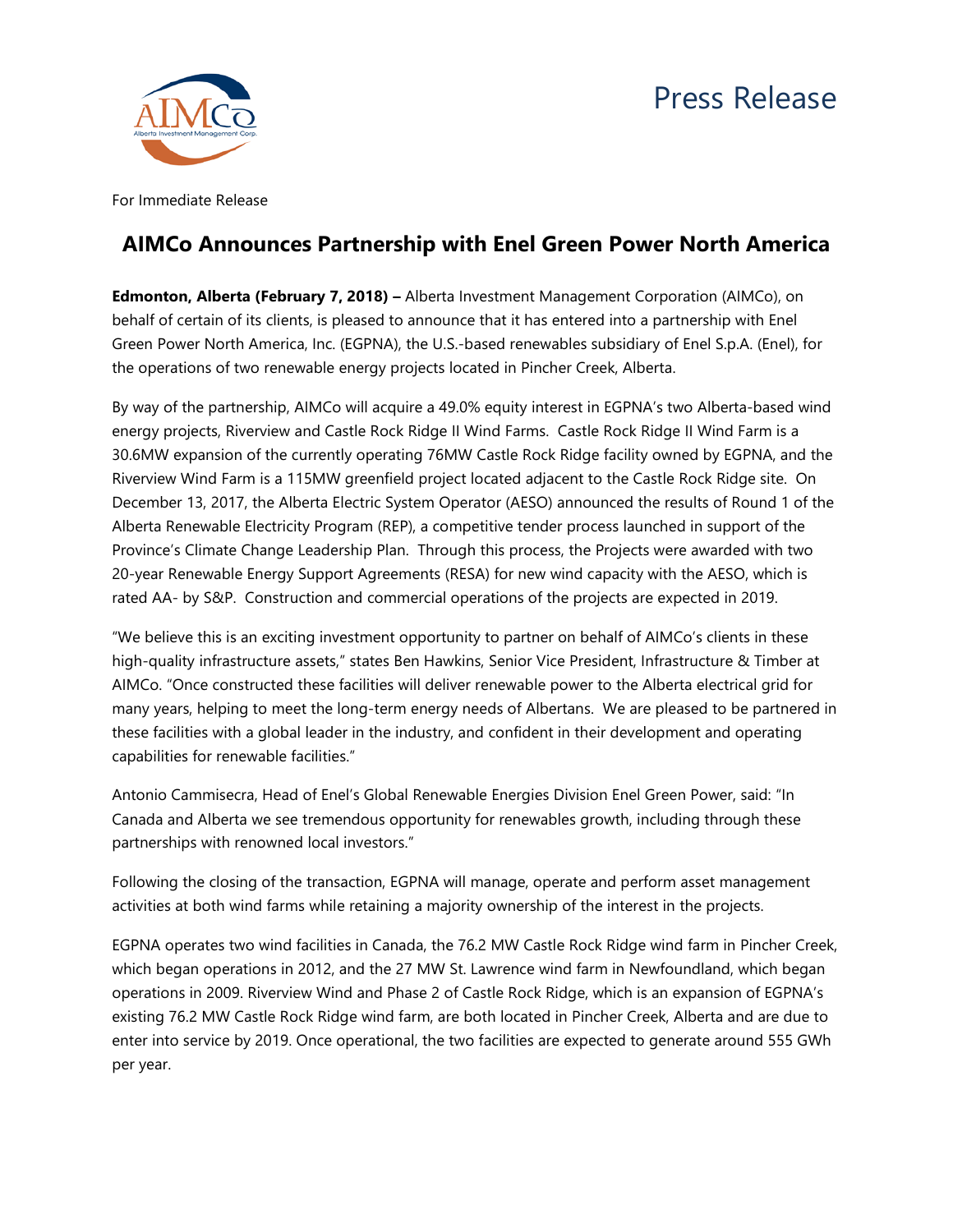Press Release

For Immediate Release

# AIMCo Announces Partnership with Enel Green Power North America

**Edmonton, Alberta (February 7, 2018) –** Alberta Investment Management Corporation (AIMCo), on behalf of certain of its clients, is pleased to announce that it has entered into a partnership with Enel Green Power North America, Inc. (EGPNA), the U.S.-based renewables subsidiary of Enel S.p.A. (Enel), for the operations of two renewable energy projects located in Pincher Creek, Alberta.

By way of the partnership, AIMCo will acquire a 49.0% equity interest in EGPNA's two Alberta-based wind energy projects, Riverview and Castle Rock Ridge II Wind Farms. Castle Rock Ridge II Wind Farm is a 30.6MW expansion of the currently operating 76MW Castle Rock Ridge facility owned by EGPNA, and the Riverview Wind Farm is a 115MW greenfield project located adjacent to the Castle Rock Ridge site. On December 13, 2017, the Alberta Electric System Operator (AESO) announced the results of Round 1 of the Alberta Renewable Electricity Program (REP), a competitive tender process launched in support of the Province's Climate Change Leadership Plan. Through this process, the Projects were awarded with two 20-year Renewable Energy Support Agreements (RESA) for new wind capacity with the AESO, which is rated AA- by S&P. Construction and commercial operations of the projects are expected in 2019.

"We believe this is an exciting investment opportunity to partner on behalf of AIMCo's clients in these high-quality infrastructure assets," states Ben Hawkins, Senior Vice President, Infrastructure & Timber at AIMCo. "Once constructed these facilities will deliver renewable power to the Alberta electrical grid for many years, helping to meet the long-term energy needs of Albertans. We are pleased to be partnered in these facilities with a global leader in the industry, and confident in their development and operating capabilities for renewable facilities."

Antonio Cammisecra, Head of Enel's Global Renewable Energies Division Enel Green Power, said: "In Canada and Alberta we see tremendous opportunity for renewables growth, including through these partnerships with renowned local investors."

Following the closing of the transaction, EGPNA will manage, operate and perform asset management activities at both wind farms while retaining a majority ownership of the interest in the projects.

EGPNA operates two wind facilities in Canada, the 76.2 MW Castle Rock Ridge wind farm in Pincher Creek, which began operations in 2012, and the 27 MW St. Lawrence wind farm in Newfoundland, which began operations in 2009. Riverview Wind and Phase 2 of Castle Rock Ridge, which is an expansion of EGPNA's existing 76.2 MW Castle Rock Ridge wind farm, are both located in Pincher Creek, Alberta and are due to enter into service by 2019. Once operational, the two facilities are expected to generate around 555 GWh per year.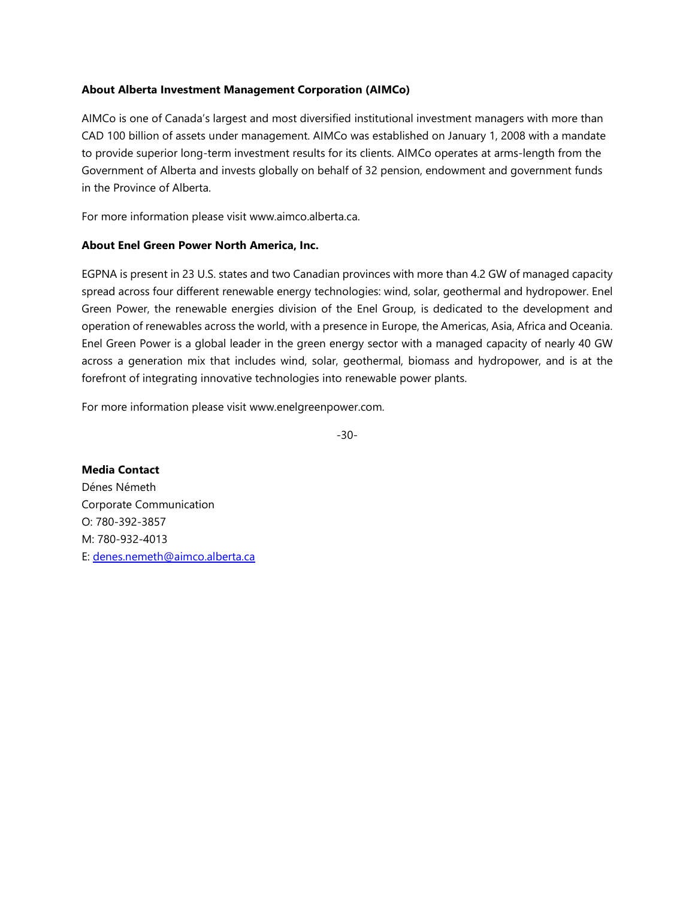**About Alberta Investment Management Corporation (AIMCo)**

AIMCo is one of Canada's largest and most diversified institutional investment managers with more than CAD 100 billion of assets under management. AIMCo was established on January 1, 2008 with a mandate to provide superior long-term investment results for its clients. AIMCo operates at arms-length from the Government of Alberta and invests globally on behalf of 32 pension, endowment and government funds in the Province of Alberta.

For more information please visit www.aimco.alberta.ca.

**About Enel Green Power North America, Inc.**

EGPNA is present in 23 U.S. states and two Canadian provinces with more than 4.2 GW of managed capacity spread across four different renewable energy technologies: wind, solar, geothermal and hydropower. Enel Green Power, the renewable energies division of the Enel Group, is dedicated to the development and operation of renewables across the world, with a presence in Europe, the Americas, Asia, Africa and Oceania. Enel Green Power is a global leader in the green energy sector with a managed capacity of nearly 40 GW across a generation mix that includes wind, solar, geothermal, biomass and hydropower, and is at the forefront of integrating innovative technologies into renewable power plants.

For more information please visit www.enelgreenpower.com.

-30-

**Media Contact**
Dénes Németh
Corporate Communication
O: 780-392-3857
M: 780-932-4013
E: denes.nemeth@aimco.alberta.ca